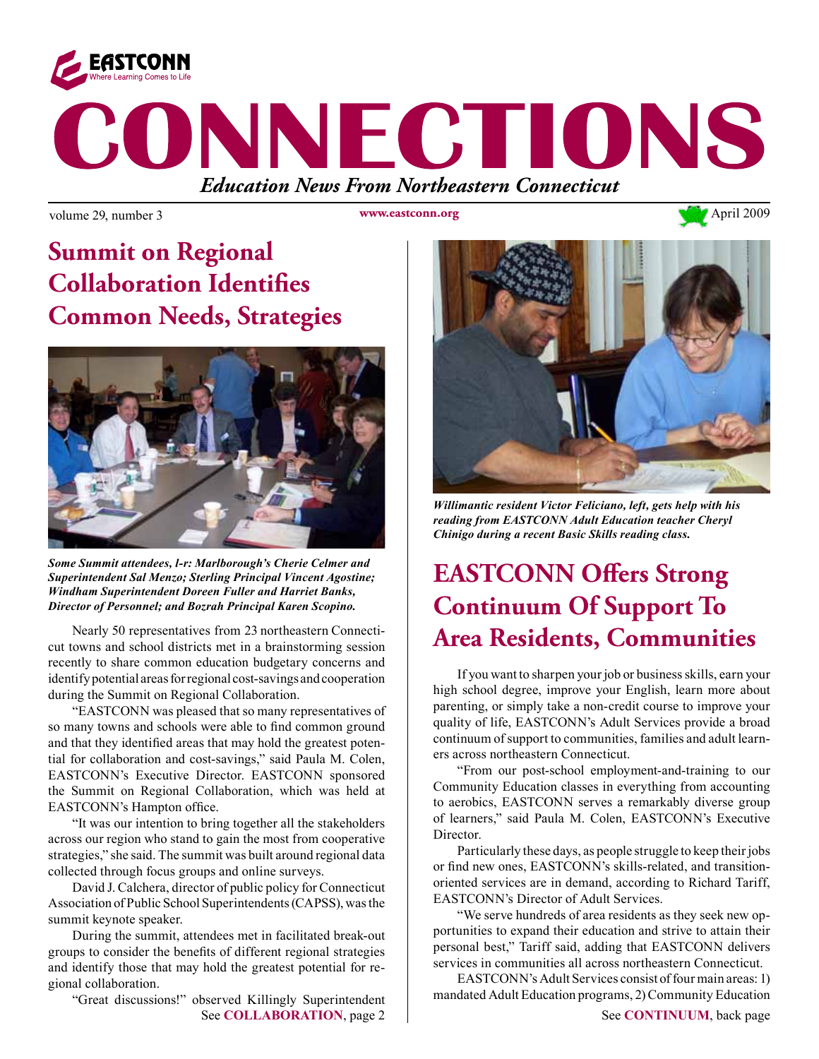EASTCONN
Where Learning Comes to Life

# CONNECTIONS

*Education News From Northeastern Connecticut*

volume 29, number 3 | www.eastconn.org | April 2009

## Summit on Regional Collaboration Identifies Common Needs, Strategies

*Some Summit attendees, l-r: Marlborough's Cherie Celmer and Superintendent Sal Menzo; Sterling Principal Vincent Agostine; Windham Superintendent Doreen Fuller and Harriet Banks, Director of Personnel; and Bozrah Principal Karen Scopino.*

Nearly 50 representatives from 23 northeastern Connecticut towns and school districts met in a brainstorming session recently to share common education budgetary concerns and identify potential areas for regional cost-savings and cooperation during the Summit on Regional Collaboration.

"EASTCONN was pleased that so many representatives of so many towns and schools were able to find common ground and that they identified areas that may hold the greatest potential for collaboration and cost-savings," said Paula M. Colen, EASTCONN's Executive Director. EASTCONN sponsored the Summit on Regional Collaboration, which was held at EASTCONN's Hampton office.

"It was our intention to bring together all the stakeholders across our region who stand to gain the most from cooperative strategies," she said. The summit was built around regional data collected through focus groups and online surveys.

David J. Calchera, director of public policy for Connecticut Association of Public School Superintendents (CAPSS), was the summit keynote speaker.

During the summit, attendees met in facilitated break-out groups to consider the benefits of different regional strategies and identify those that may hold the greatest potential for regional collaboration.

"Great discussions!" observed Killingly Superintendent

See **COLLABORATION**, page 2

*Willimantic resident Victor Feliciano, left, gets help with his reading from EASTCONN Adult Education teacher Cheryl Chinigo during a recent Basic Skills reading class.*

## EASTCONN Offers Strong Continuum Of Support To Area Residents, Communities

If you want to sharpen your job or business skills, earn your high school degree, improve your English, learn more about parenting, or simply take a non-credit course to improve your quality of life, EASTCONN's Adult Services provide a broad continuum of support to communities, families and adult learners across northeastern Connecticut.

"From our post-school employment-and-training to our Community Education classes in everything from accounting to aerobics, EASTCONN serves a remarkably diverse group of learners," said Paula M. Colen, EASTCONN's Executive Director.

Particularly these days, as people struggle to keep their jobs or find new ones, EASTCONN's skills-related, and transition-oriented services are in demand, according to Richard Tariff, EASTCONN's Director of Adult Services.

"We serve hundreds of area residents as they seek new opportunities to expand their education and strive to attain their personal best," Tariff said, adding that EASTCONN delivers services in communities all across northeastern Connecticut.

EASTCONN's Adult Services consist of four main areas: 1) mandated Adult Education programs, 2) Community Education

See **CONTINUUM**, back page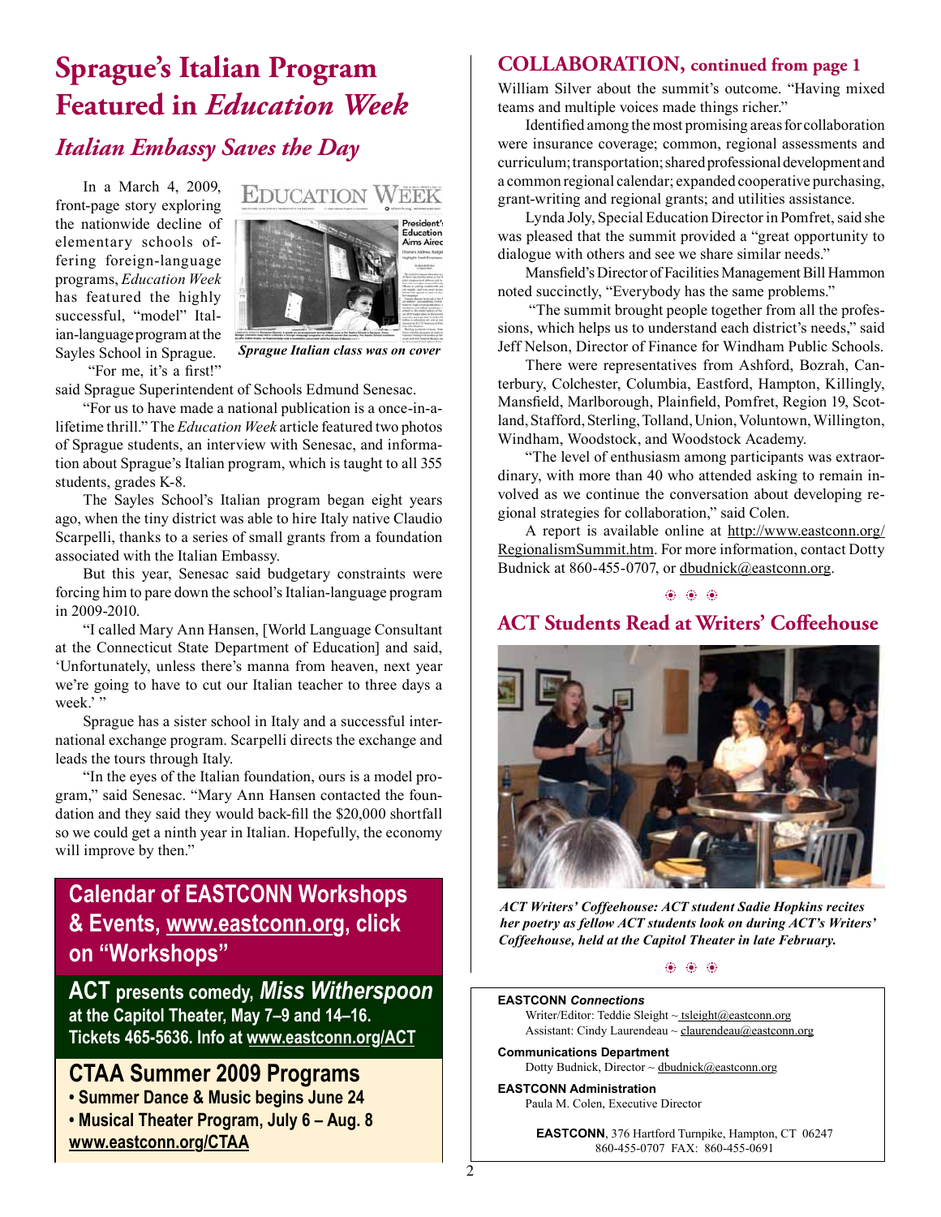# Sprague's Italian Program Featured in *Education Week*

## *Italian Embassy Saves the Day*

In a March 4, 2009, front-page story exploring the nationwide decline of elementary schools offering foreign-language programs, *Education Week* has featured the highly successful, "model" Italian-language program at the Sayles School in Sprague.

*Sprague Italian class was on cover*

"For me, it's a first!" said Sprague Superintendent of Schools Edmund Senesac.

"For us to have made a national publication is a once-in-a-lifetime thrill." The *Education Week* article featured two photos of Sprague students, an interview with Senesac, and information about Sprague's Italian program, which is taught to all 355 students, grades K-8.

The Sayles School's Italian program began eight years ago, when the tiny district was able to hire Italy native Claudio Scarpelli, thanks to a series of small grants from a foundation associated with the Italian Embassy.

But this year, Senesac said budgetary constraints were forcing him to pare down the school's Italian-language program in 2009-2010.

"I called Mary Ann Hansen, [World Language Consultant at the Connecticut State Department of Education] and said, 'Unfortunately, unless there's manna from heaven, next year we're going to have to cut our Italian teacher to three days a week.' "

Sprague has a sister school in Italy and a successful international exchange program. Scarpelli directs the exchange and leads the tours through Italy.

"In the eyes of the Italian foundation, ours is a model program," said Senesac. "Mary Ann Hansen contacted the foundation and they said they would back-fill the $20,000 shortfall so we could get a ninth year in Italian. Hopefully, the economy will improve by then."

**Calendar of EASTCONN Workshops & Events, www.eastconn.org, click on "Workshops"**

**ACT presents comedy, *Miss Witherspoon* at the Capitol Theater, May 7–9 and 14–16. Tickets 465-5636. Info at www.eastconn.org/ACT**

**CTAA Summer 2009 Programs**

- **Summer Dance & Music begins June 24**
- **Musical Theater Program, July 6 – Aug. 8**

**www.eastconn.org/CTAA**

## COLLABORATION, continued from page 1

William Silver about the summit's outcome. "Having mixed teams and multiple voices made things richer."

Identified among the most promising areas for collaboration were insurance coverage; common, regional assessments and curriculum; transportation; shared professional development and a common regional calendar; expanded cooperative purchasing, grant-writing and regional grants; and utilities assistance.

Lynda Joly, Special Education Director in Pomfret, said she was pleased that the summit provided a "great opportunity to dialogue with others and see we share similar needs."

Mansfield's Director of Facilities Management Bill Hammon noted succinctly, "Everybody has the same problems."

"The summit brought people together from all the professions, which helps us to understand each district's needs," said Jeff Nelson, Director of Finance for Windham Public Schools.

There were representatives from Ashford, Bozrah, Canterbury, Colchester, Columbia, Eastford, Hampton, Killingly, Mansfield, Marlborough, Plainfield, Pomfret, Region 19, Scotland, Stafford, Sterling, Tolland, Union, Voluntown, Willington, Windham, Woodstock, and Woodstock Academy.

"The level of enthusiasm among participants was extraordinary, with more than 40 who attended asking to remain involved as we continue the conversation about developing regional strategies for collaboration," said Colen.

A report is available online at http://www.eastconn.org/RegionalismSummit.htm. For more information, contact Dotty Budnick at 860-455-0707, or dbudnick@eastconn.org.

## ACT Students Read at Writers' Coffeehouse

*ACT Writers' Coffeehouse: ACT student Sadie Hopkins recites her poetry as fellow ACT students look on during ACT's Writers' Coffeehouse, held at the Capitol Theater in late February.*

**EASTCONN *Connections***
Writer/Editor: Teddie Sleight ~ tsleight@eastconn.org
Assistant: Cindy Laurendeau ~ claurendeau@eastconn.org

**Communications Department**
Dotty Budnick, Director ~ dbudnick@eastconn.org

**EASTCONN Administration**
Paula M. Colen, Executive Director

**EASTCONN**, 376 Hartford Turnpike, Hampton, CT 06247
860-455-0707 FAX: 860-455-0691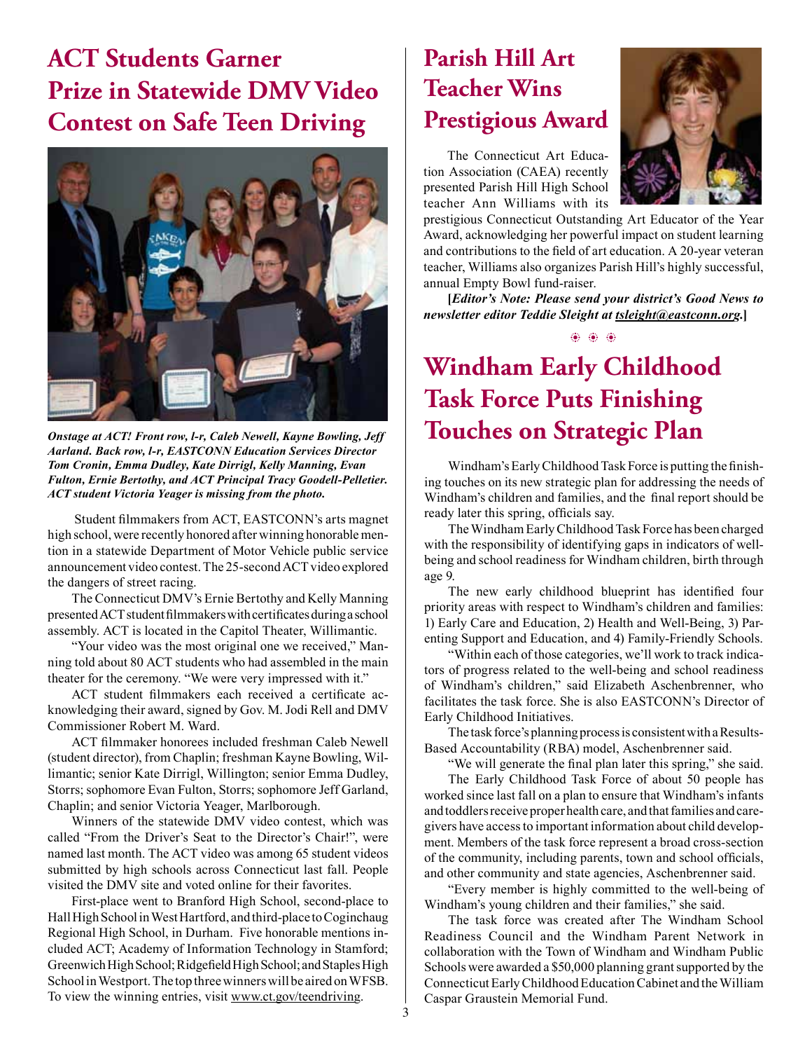# ACT Students Garner Prize in Statewide DMV Video Contest on Safe Teen Driving

*Onstage at ACT! Front row, l-r, Caleb Newell, Kayne Bowling, Jeff Aarland. Back row, l-r, EASTCONN Education Services Director Tom Cronin, Emma Dudley, Kate Dirrigl, Kelly Manning, Evan Fulton, Ernie Bertothy, and ACT Principal Tracy Goodell-Pelletier. ACT student Victoria Yeager is missing from the photo.*

Student filmmakers from ACT, EASTCONN's arts magnet high school, were recently honored after winning honorable mention in a statewide Department of Motor Vehicle public service announcement video contest. The 25-second ACT video explored the dangers of street racing.

The Connecticut DMV's Ernie Bertothy and Kelly Manning presented ACT student filmmakers with certificates during a school assembly. ACT is located in the Capitol Theater, Willimantic.

"Your video was the most original one we received," Manning told about 80 ACT students who had assembled in the main theater for the ceremony. "We were very impressed with it."

ACT student filmmakers each received a certificate acknowledging their award, signed by Gov. M. Jodi Rell and DMV Commissioner Robert M. Ward.

ACT filmmaker honorees included freshman Caleb Newell (student director), from Chaplin; freshman Kayne Bowling, Willimantic; senior Kate Dirrigl, Willington; senior Emma Dudley, Storrs; sophomore Evan Fulton, Storrs; sophomore Jeff Garland, Chaplin; and senior Victoria Yeager, Marlborough.

Winners of the statewide DMV video contest, which was called "From the Driver's Seat to the Director's Chair!", were named last month. The ACT video was among 65 student videos submitted by high schools across Connecticut last fall. People visited the DMV site and voted online for their favorites.

First-place went to Branford High School, second-place to Hall High School in West Hartford, and third-place to Coginchaug Regional High School, in Durham. Five honorable mentions included ACT; Academy of Information Technology in Stamford; Greenwich High School; Ridgefield High School; and Staples High School in Westport. The top three winners will be aired on WFSB. To view the winning entries, visit www.ct.gov/teendriving.

# Parish Hill Art Teacher Wins Prestigious Award

The Connecticut Art Education Association (CAEA) recently presented Parish Hill High School teacher Ann Williams with its prestigious Connecticut Outstanding Art Educator of the Year Award, acknowledging her powerful impact on student learning and contributions to the field of art education. A 20-year veteran teacher, Williams also organizes Parish Hill's highly successful, annual Empty Bowl fund-raiser.

**[*Editor's Note: Please send your district's Good News to newsletter editor Teddie Sleight at tsleight@eastconn.org.*]**

# Windham Early Childhood Task Force Puts Finishing Touches on Strategic Plan

Windham's Early Childhood Task Force is putting the finishing touches on its new strategic plan for addressing the needs of Windham's children and families, and the final report should be ready later this spring, officials say.

The Windham Early Childhood Task Force has been charged with the responsibility of identifying gaps in indicators of well-being and school readiness for Windham children, birth through age 9.

The new early childhood blueprint has identified four priority areas with respect to Windham's children and families: 1) Early Care and Education, 2) Health and Well-Being, 3) Parenting Support and Education, and 4) Family-Friendly Schools.

"Within each of those categories, we'll work to track indicators of progress related to the well-being and school readiness of Windham's children," said Elizabeth Aschenbrenner, who facilitates the task force. She is also EASTCONN's Director of Early Childhood Initiatives.

The task force's planning process is consistent with a Results-Based Accountability (RBA) model, Aschenbrenner said.

"We will generate the final plan later this spring," she said.

The Early Childhood Task Force of about 50 people has worked since last fall on a plan to ensure that Windham's infants and toddlers receive proper health care, and that families and caregivers have access to important information about child development. Members of the task force represent a broad cross-section of the community, including parents, town and school officials, and other community and state agencies, Aschenbrenner said.

"Every member is highly committed to the well-being of Windham's young children and their families," she said.

The task force was created after The Windham School Readiness Council and the Windham Parent Network in collaboration with the Town of Windham and Windham Public Schools were awarded a $50,000 planning grant supported by the Connecticut Early Childhood Education Cabinet and the William Caspar Graustein Memorial Fund.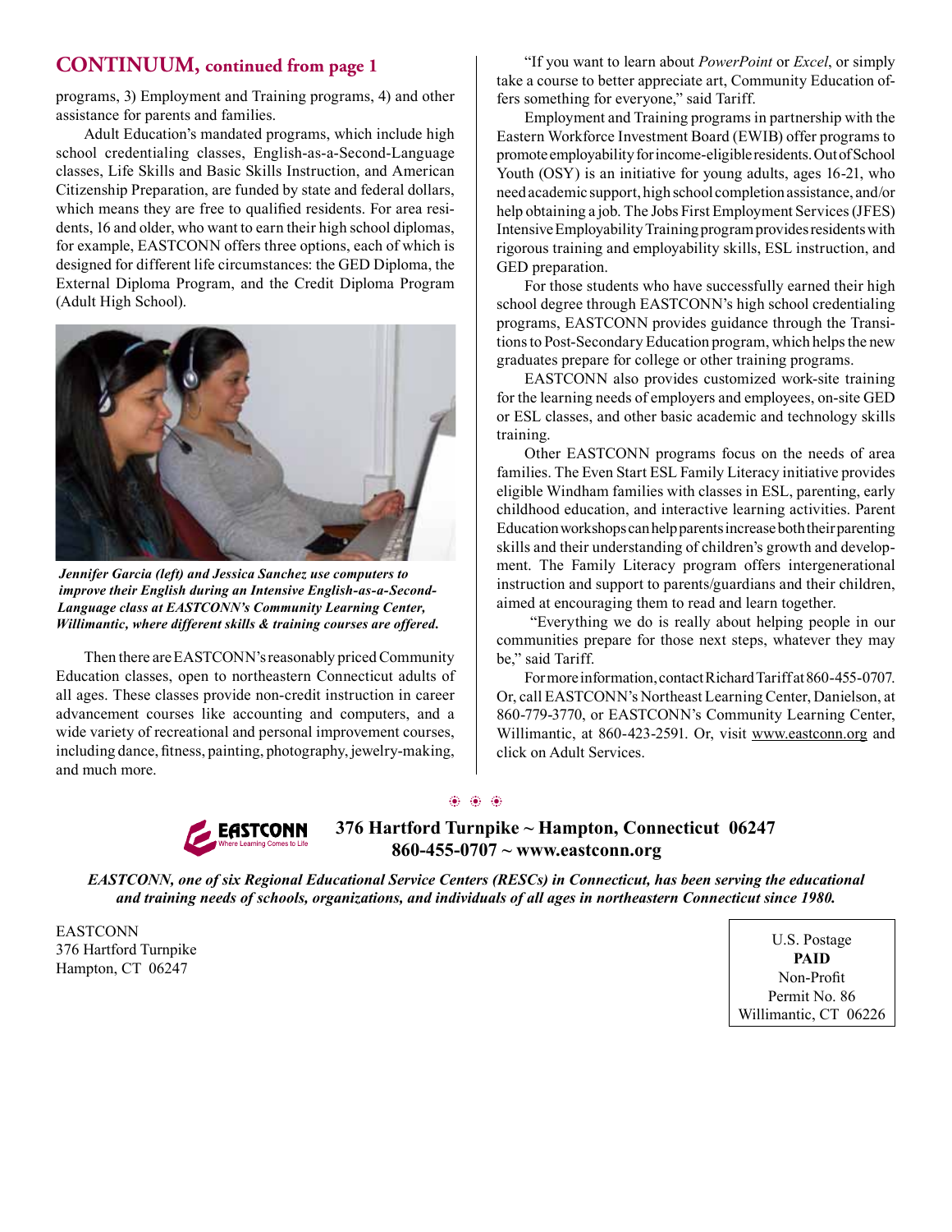## CONTINUUM, continued from page 1

programs, 3) Employment and Training programs, 4) and other assistance for parents and families.

Adult Education's mandated programs, which include high school credentialing classes, English-as-a-Second-Language classes, Life Skills and Basic Skills Instruction, and American Citizenship Preparation, are funded by state and federal dollars, which means they are free to qualified residents. For area residents, 16 and older, who want to earn their high school diplomas, for example, EASTCONN offers three options, each of which is designed for different life circumstances: the GED Diploma, the External Diploma Program, and the Credit Diploma Program (Adult High School).

***Jennifer Garcia (left) and Jessica Sanchez use computers to improve their English during an Intensive English-as-a-Second-Language class at EASTCONN's Community Learning Center, Willimantic, where different skills & training courses are offered.***

Then there are EASTCONN's reasonably priced Community Education classes, open to northeastern Connecticut adults of all ages. These classes provide non-credit instruction in career advancement courses like accounting and computers, and a wide variety of recreational and personal improvement courses, including dance, fitness, painting, photography, jewelry-making, and much more.

"If you want to learn about *PowerPoint* or *Excel*, or simply take a course to better appreciate art, Community Education offers something for everyone," said Tariff.

Employment and Training programs in partnership with the Eastern Workforce Investment Board (EWIB) offer programs to promote employability for income-eligible residents. Out of School Youth (OSY) is an initiative for young adults, ages 16-21, who need academic support, high school completion assistance, and/or help obtaining a job. The Jobs First Employment Services (JFES) Intensive Employability Training program provides residents with rigorous training and employability skills, ESL instruction, and GED preparation.

For those students who have successfully earned their high school degree through EASTCONN's high school credentialing programs, EASTCONN provides guidance through the Transitions to Post-Secondary Education program, which helps the new graduates prepare for college or other training programs.

EASTCONN also provides customized work-site training for the learning needs of employers and employees, on-site GED or ESL classes, and other basic academic and technology skills training.

Other EASTCONN programs focus on the needs of area families. The Even Start ESL Family Literacy initiative provides eligible Windham families with classes in ESL, parenting, early childhood education, and interactive learning activities. Parent Education workshops can help parents increase both their parenting skills and their understanding of children's growth and development. The Family Literacy program offers intergenerational instruction and support to parents/guardians and their children, aimed at encouraging them to read and learn together.

"Everything we do is really about helping people in our communities prepare for those next steps, whatever they may be," said Tariff.

For more information, contact Richard Tariff at 860-455-0707. Or, call EASTCONN's Northeast Learning Center, Danielson, at 860-779-3770, or EASTCONN's Community Learning Center, Willimantic, at 860-423-2591. Or, visit www.eastconn.org and click on Adult Services.

EASTCONN — Where Learning Comes to Life

**376 Hartford Turnpike ~ Hampton, Connecticut 06247**
**860-455-0707 ~ www.eastconn.org**

***EASTCONN, one of six Regional Educational Service Centers (RESCs) in Connecticut, has been serving the educational and training needs of schools, organizations, and individuals of all ages in northeastern Connecticut since 1980.***

EASTCONN
376 Hartford Turnpike
Hampton, CT 06247

U.S. Postage
**PAID**
Non-Profit
Permit No. 86
Willimantic, CT 06226